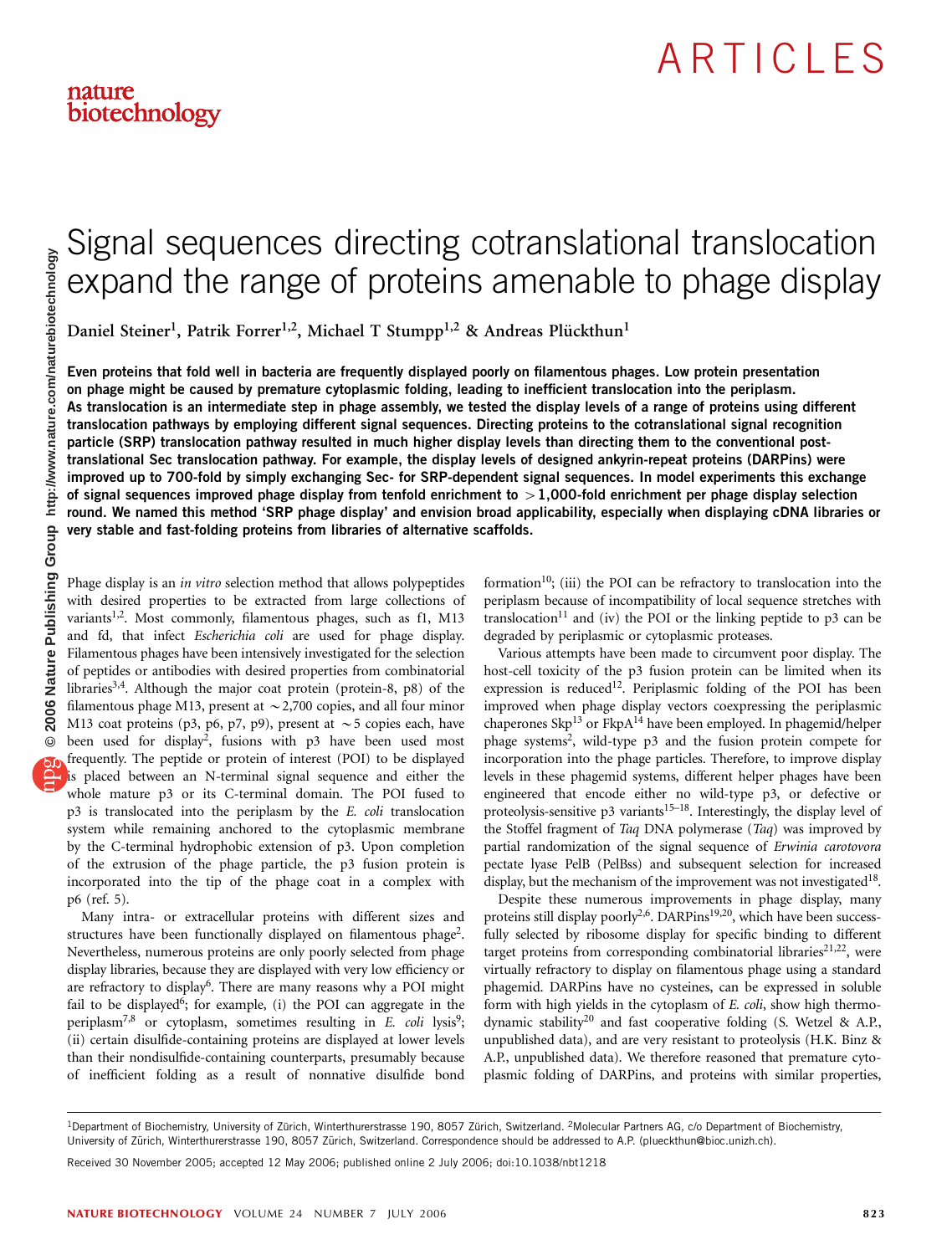# Signal sequences directing cotranslational translocation expand the range of proteins amenable to phage display

Daniel Steiner[1], Patrik Forrer[1,2], Michael T Stumpp[1,2] & Andreas Plückthun[1]

**Even proteins that fold well in bacteria are frequently displayed poorly on filamentous phages. Low protein presentation on phage might be caused by premature cytoplasmic folding, leading to inefficient translocation into the periplasm. As translocation is an intermediate step in phage assembly, we tested the display levels of a range of proteins using different translocation pathways by employing different signal sequences. Directing proteins to the cotranslational signal recognition particle (SRP) translocation pathway resulted in much higher display levels than directing them to the conventional post-translational Sec translocation pathway. For example, the display levels of designed ankyrin-repeat proteins (DARPins) were improved up to 700-fold by simply exchanging Sec- for SRP-dependent signal sequences. In model experiments this exchange of signal sequences improved phage display from tenfold enrichment to >1,000-fold enrichment per phage display selection round. We named this method 'SRP phage display' and envision broad applicability, especially when displaying cDNA libraries or very stable and fast-folding proteins from libraries of alternative scaffolds.**

Phage display is an *in vitro* selection method that allows polypeptides with desired properties to be extracted from large collections of variants[1,2]. Most commonly, filamentous phages, such as f1, M13 and fd, that infect *Escherichia coli* are used for phage display. Filamentous phages have been intensively investigated for the selection of peptides or antibodies with desired properties from combinatorial libraries[3,4]. Although the major coat protein (protein-8, p8) of the filamentous phage M13, present at ~2,700 copies, and all four minor M13 coat proteins (p3, p6, p7, p9), present at ~5 copies each, have been used for display[2], fusions with p3 have been used most frequently. The peptide or protein of interest (POI) to be displayed is placed between an N-terminal signal sequence and either the whole mature p3 or its C-terminal domain. The POI fused to p3 is translocated into the periplasm by the *E. coli* translocation system while remaining anchored to the cytoplasmic membrane by the C-terminal hydrophobic extension of p3. Upon completion of the extrusion of the phage particle, the p3 fusion protein is incorporated into the tip of the phage coat in a complex with p6 (ref. 5).

Many intra- or extracellular proteins with different sizes and structures have been functionally displayed on filamentous phage[2]. Nevertheless, numerous proteins are only poorly selected from phage display libraries, because they are displayed with very low efficiency or are refractory to display[6]. There are many reasons why a POI might fail to be displayed[6]; for example, (i) the POI can aggregate in the periplasm[7,8] or cytoplasm, sometimes resulting in *E. coli* lysis[9]; (ii) certain disulfide-containing proteins are displayed at lower levels than their nondisulfide-containing counterparts, presumably because of inefficient folding as a result of nonnative disulfide bond formation[10]; (iii) the POI can be refractory to translocation into the periplasm because of incompatibility of local sequence stretches with translocation[11] and (iv) the POI or the linking peptide to p3 can be degraded by periplasmic or cytoplasmic proteases.

Various attempts have been made to circumvent poor display. The host-cell toxicity of the p3 fusion protein can be limited when its expression is reduced[12]. Periplasmic folding of the POI has been improved when phage display vectors coexpressing the periplasmic chaperones Skp[13] or FkpA[14] have been employed. In phagemid/helper phage systems[2], wild-type p3 and the fusion protein compete for incorporation into the phage particles. Therefore, to improve display levels in these phagemid systems, different helper phages have been engineered that encode either no wild-type p3, or defective or proteolysis-sensitive p3 variants[15–18]. Interestingly, the display level of the Stoffel fragment of *Taq* DNA polymerase (*Taq*) was improved by partial randomization of the signal sequence of *Erwinia carotovora* pectate lyase PelB (PelBss) and subsequent selection for increased display, but the mechanism of the improvement was not investigated[18].

Despite these numerous improvements in phage display, many proteins still display poorly[2,6]. DARPins[19,20], which have been successfully selected by ribosome display for specific binding to different target proteins from corresponding combinatorial libraries[21,22], were virtually refractory to display on filamentous phage using a standard phagemid. DARPins have no cysteines, can be expressed in soluble form with high yields in the cytoplasm of *E. coli*, show high thermodynamic stability[20] and fast cooperative folding (S. Wetzel & A.P., unpublished data), and are very resistant to proteolysis (H.K. Binz & A.P., unpublished data). We therefore reasoned that premature cytoplasmic folding of DARPins, and proteins with similar properties,

[1]Department of Biochemistry, University of Zürich, Winterthurerstrasse 190, 8057 Zürich, Switzerland. [2]Molecular Partners AG, c/o Department of Biochemistry, University of Zürich, Winterthurerstrasse 190, 8057 Zürich, Switzerland. Correspondence should be addressed to A.P. (plueckthun@bioc.unizh.ch).

Received 30 November 2005; accepted 12 May 2006; published online 2 July 2006; doi:10.1038/nbt1218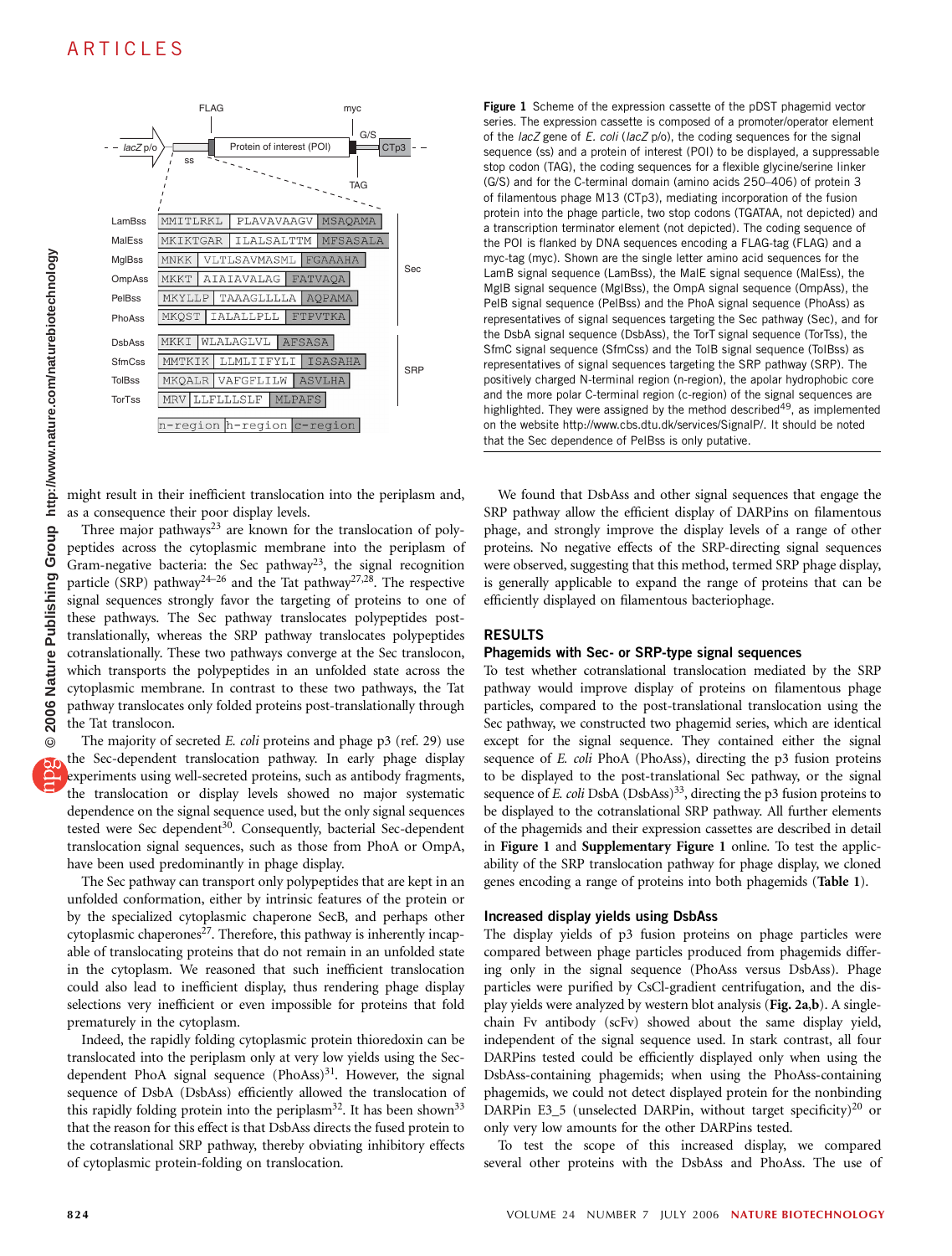| | n-region | h-region | c-region | |
|---|---|---|---|---|
| LamBss | MMITLRKL | PLAVAVAAGV | MSAQAMA | Sec |
| MalEss | MKIKTGAR | ILALSALTTM | MFSASALA | Sec |
| MglBss | MNKK | VLTLSAVMASML | FGAAAHA | Sec |
| OmpAss | MKKT | AIAIAVALAG | FATVAQA | Sec |
| PelBss | MKYLLP | TAAAGLLLLA | AQPAMA | Sec |
| PhoAss | MKQST | IALALLPLL | FTPVTKA | Sec |
| DsbAss | MKKI | WLALAGLVL | AFSASA | SRP |
| SfmCss | MMTKIK | LLMLIIFYLI | ISASAHA | SRP |
| TolBss | MKQALR | VAFGFLILW | ASVLHA | SRP |
| TorTss | MRV | LLFLLLSLF | MLPAFS | SRP |

**Figure 1** Scheme of the expression cassette of the pDST phagemid vector series. The expression cassette is composed of a promoter/operator element of the *lacZ* gene of *E. coli* (*lacZ* p/o), the coding sequences for the signal sequence (ss) and a protein of interest (POI) to be displayed, a suppressable stop codon (TAG), the coding sequences for a flexible glycine/serine linker (G/S) and for the C-terminal domain (amino acids 250–406) of protein 3 of filamentous phage M13 (CTp3), mediating incorporation of the fusion protein into the phage particle, two stop codons (TGATAA, not depicted) and a transcription terminator element (not depicted). The coding sequence of the POI is flanked by DNA sequences encoding a FLAG-tag (FLAG) and a myc-tag (myc). Shown are the single letter amino acid sequences for the LamB signal sequence (LamBss), the MalE signal sequence (MalEss), the MglB signal sequence (MglBss), the OmpA signal sequence (OmpAss), the PelB signal sequence (PelBss) and the PhoA signal sequence (PhoAss) as representatives of signal sequences targeting the Sec pathway (Sec), and for the DsbA signal sequence (DsbAss), the TorT signal sequence (TorTss), the SfmC signal sequence (SfmCss) and the TolB signal sequence (TolBss) as representatives of signal sequences targeting the SRP pathway (SRP). The positively charged N-terminal region (n-region), the apolar hydrophobic core and the more polar C-terminal region (c-region) of the signal sequences are highlighted. They were assigned by the method described[49], as implemented on the website http://www.cbs.dtu.dk/services/SignalP/. It should be noted that the Sec dependence of PelBss is only putative.

might result in their inefficient translocation into the periplasm and, as a consequence their poor display levels.

Three major pathways[23] are known for the translocation of polypeptides across the cytoplasmic membrane into the periplasm of Gram-negative bacteria: the Sec pathway[23], the signal recognition particle (SRP) pathway[24–26] and the Tat pathway[27,28]. The respective signal sequences strongly favor the targeting of proteins to one of these pathways. The Sec pathway translocates polypeptides post-translationally, whereas the SRP pathway translocates polypeptides cotranslationally. These two pathways converge at the Sec translocon, which transports the polypeptides in an unfolded state across the cytoplasmic membrane. In contrast to these two pathways, the Tat pathway translocates only folded proteins post-translationally through the Tat translocon.

The majority of secreted *E. coli* proteins and phage p3 (ref. 29) use the Sec-dependent translocation pathway. In early phage display experiments using well-secreted proteins, such as antibody fragments, the translocation or display levels showed no major systematic dependence on the signal sequence used, but the only signal sequences tested were Sec dependent[30]. Consequently, bacterial Sec-dependent translocation signal sequences, such as those from PhoA or OmpA, have been used predominantly in phage display.

The Sec pathway can transport only polypeptides that are kept in an unfolded conformation, either by intrinsic features of the protein or by the specialized cytoplasmic chaperone SecB, and perhaps other cytoplasmic chaperones[27]. Therefore, this pathway is inherently incapable of translocating proteins that do not remain in an unfolded state in the cytoplasm. We reasoned that such inefficient translocation could also lead to inefficient display, thus rendering phage display selections very inefficient or even impossible for proteins that fold prematurely in the cytoplasm.

Indeed, the rapidly folding cytoplasmic protein thioredoxin can be translocated into the periplasm only at very low yields using the Sec-dependent PhoA signal sequence (PhoAss)[31]. However, the signal sequence of DsbA (DsbAss) efficiently allowed the translocation of this rapidly folding protein into the periplasm[32]. It has been shown[33] that the reason for this effect is that DsbAss directs the fused protein to the cotranslational SRP pathway, thereby obviating inhibitory effects of cytoplasmic protein-folding on translocation.

We found that DsbAss and other signal sequences that engage the SRP pathway allow the efficient display of DARPins on filamentous phage, and strongly improve the display levels of a range of other proteins. No negative effects of the SRP-directing signal sequences were observed, suggesting that this method, termed SRP phage display, is generally applicable to expand the range of proteins that can be efficiently displayed on filamentous bacteriophage.

## RESULTS

### Phagemids with Sec- or SRP-type signal sequences

To test whether cotranslational translocation mediated by the SRP pathway would improve display of proteins on filamentous phage particles, compared to the post-translational translocation using the Sec pathway, we constructed two phagemid series, which are identical except for the signal sequence. They contained either the signal sequence of *E. coli* PhoA (PhoAss), directing the p3 fusion proteins to be displayed to the post-translational Sec pathway, or the signal sequence of *E. coli* DsbA (DsbAss)[33], directing the p3 fusion proteins to be displayed to the cotranslational SRP pathway. All further elements of the phagemids and their expression cassettes are described in detail in **Figure 1** and **Supplementary Figure 1** online. To test the applicability of the SRP translocation pathway for phage display, we cloned genes encoding a range of proteins into both phagemids (**Table 1**).

### Increased display yields using DsbAss

The display yields of p3 fusion proteins on phage particles were compared between phage particles produced from phagemids differing only in the signal sequence (PhoAss versus DsbAss). Phage particles were purified by CsCl-gradient centrifugation, and the display yields were analyzed by western blot analysis (**Fig. 2a**,**b**). A single-chain Fv antibody (scFv) showed about the same display yield, independent of the signal sequence used. In stark contrast, all four DARPins tested could be efficiently displayed only when using the DsbAss-containing phagemids; when using the PhoAss-containing phagemids, we could not detect displayed protein for the nonbinding DARPin E3_5 (unselected DARPin, without target specificity)[20] or only very low amounts for the other DARPins tested.

To test the scope of this increased display, we compared several other proteins with the DsbAss and PhoAss. The use of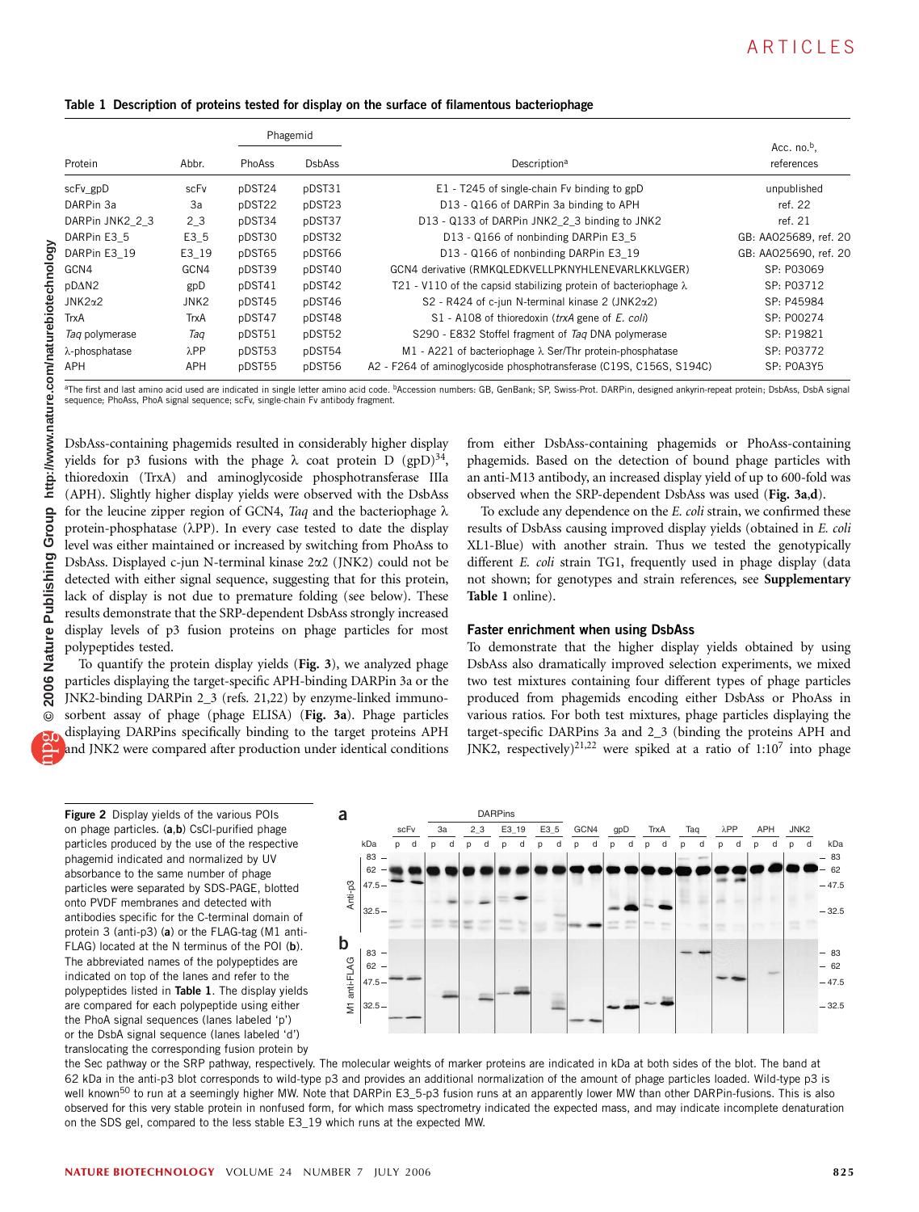**Table 1 Description of proteins tested for display on the surface of filamentous bacteriophage**

| Protein | Abbr. | Phagemid | | Description[a] | Acc. no.[b], references |
|---|---|---|---|---|---|
| | | PhoAss | DsbAss | | |
| scFv_gpD | scFv | pDST24 | pDST31 | E1 - T245 of single-chain Fv binding to gpD | unpublished |
| DARPin 3a | 3a | pDST22 | pDST23 | D13 - Q166 of DARPin 3a binding to APH | ref. 22 |
| DARPin JNK2_2_3 | 2_3 | pDST34 | pDST37 | D13 - Q133 of DARPin JNK2_2_3 binding to JNK2 | ref. 21 |
| DARPin E3_5 | E3_5 | pDST30 | pDST32 | D13 - Q166 of nonbinding DARPin E3_5 | GB: AAO25689, ref. 20 |
| DARPin E3_19 | E3_19 | pDST65 | pDST66 | D13 - Q166 of nonbinding DARPin E3_19 | GB: AAO25690, ref. 20 |
| GCN4 | GCN4 | pDST39 | pDST40 | GCN4 derivative (RMKQLEDKVELLPKNYHLENEVARLKKLVGER) | SP: P03069 |
| pDΔN2 | gpD | pDST41 | pDST42 | T21 - V110 of the capsid stabilizing protein of bacteriophage λ | SP: P03712 |
| JNK2α2 | JNK2 | pDST45 | pDST46 | S2 - R424 of c-jun N-terminal kinase 2 (JNK2α2) | SP: P45984 |
| TrxA | TrxA | pDST47 | pDST48 | S1 - A108 of thioredoxin (*trxA* gene of *E. coli*) | SP: P00274 |
| *Taq* polymerase | *Taq* | pDST51 | pDST52 | S290 - E832 Stoffel fragment of *Taq* DNA polymerase | SP: P19821 |
| λ-phosphatase | λPP | pDST53 | pDST54 | M1 - A221 of bacteriophage λ Ser/Thr protein-phosphatase | SP: P03772 |
| APH | APH | pDST55 | pDST56 | A2 - F264 of aminoglycoside phosphotransferase (C19S, C156S, S194C) | SP: P0A3Y5 |

[a]The first and last amino acid used are indicated in single letter amino acid code. [b]Accession numbers: GB, GenBank; SP, Swiss-Prot. DARPin, designed ankyrin-repeat protein; DsbAss, DsbA signal sequence; PhoAss, PhoA signal sequence; scFv, single-chain Fv antibody fragment.

DsbAss-containing phagemids resulted in considerably higher display yields for p3 fusions with the phage λ coat protein D (gpD)[34], thioredoxin (TrxA) and aminoglycoside phosphotransferase IIIa (APH). Slightly higher display yields were observed with the DsbAss for the leucine zipper region of GCN4, *Taq* and the bacteriophage λ protein-phosphatase (λPP). In every case tested to date the display level was either maintained or increased by switching from PhoAss to DsbAss. Displayed c-jun N-terminal kinase 2α2 (JNK2) could not be detected with either signal sequence, suggesting that for this protein, lack of display is not due to premature folding (see below). These results demonstrate that the SRP-dependent DsbAss strongly increased display levels of p3 fusion proteins on phage particles for most polypeptides tested.

To quantify the protein display yields (**Fig. 3**), we analyzed phage particles displaying the target-specific APH-binding DARPin 3a or the JNK2-binding DARPin 2_3 (refs. 21,22) by enzyme-linked immunosorbent assay of phage (phage ELISA) (**Fig. 3a**). Phage particles displaying DARPins specifically binding to the target proteins APH and JNK2 were compared after production under identical conditions from either DsbAss-containing phagemids or PhoAss-containing phagemids. Based on the detection of bound phage particles with an anti-M13 antibody, an increased display yield of up to 600-fold was observed when the SRP-dependent DsbAss was used (**Fig. 3a,d**).

To exclude any dependence on the *E. coli* strain, we confirmed these results of DsbAss causing improved display yields (obtained in *E. coli* XL1-Blue) with another strain. Thus we tested the genotypically different *E. coli* strain TG1, frequently used in phage display (data not shown; for genotypes and strain references, see **Supplementary Table 1** online).

### Faster enrichment when using DsbAss

To demonstrate that the higher display yields obtained by using DsbAss also dramatically improved selection experiments, we mixed two test mixtures containing four different types of phage particles produced from phagemids encoding either DsbAss or PhoAss in various ratios. For both test mixtures, phage particles displaying the target-specific DARPins 3a and 2_3 (binding the proteins APH and JNK2, respectively)[21,22] were spiked at a ratio of 1:10[7] into phage

**Figure 2** Display yields of the various POIs on phage particles. (**a**,**b**) CsCl-purified phage particles produced by the use of the respective phagemid indicated and normalized by UV absorbance to the same number of phage particles were separated by SDS-PAGE, blotted onto PVDF membranes and detected with antibodies specific for the C-terminal domain of protein 3 (anti-p3) (**a**) or the FLAG-tag (M1 anti-FLAG) located at the N terminus of the POI (**b**). The abbreviated names of the polypeptides are indicated on top of the lanes and refer to the polypeptides listed in **Table 1**. The display yields are compared for each polypeptide using either the PhoA signal sequences (lanes labeled 'p') or the DsbA signal sequence (lanes labeled 'd') translocating the corresponding fusion protein by the Sec pathway or the SRP pathway, respectively. The molecular weights of marker proteins are indicated in kDa at both sides of the blot. The band at 62 kDa in the anti-p3 blot corresponds to wild-type p3 and provides an additional normalization of the amount of phage particles loaded. Wild-type p3 is well known[50] to run at a seemingly higher MW. Note that DARPin E3_5-p3 fusion runs at an apparently lower MW than other DARPin-fusions. This is also observed for this very stable protein in nonfused form, for which mass spectrometry indicated the expected mass, and may indicate incomplete denaturation on the SDS gel, compared to the less stable E3_19 which runs at the expected MW.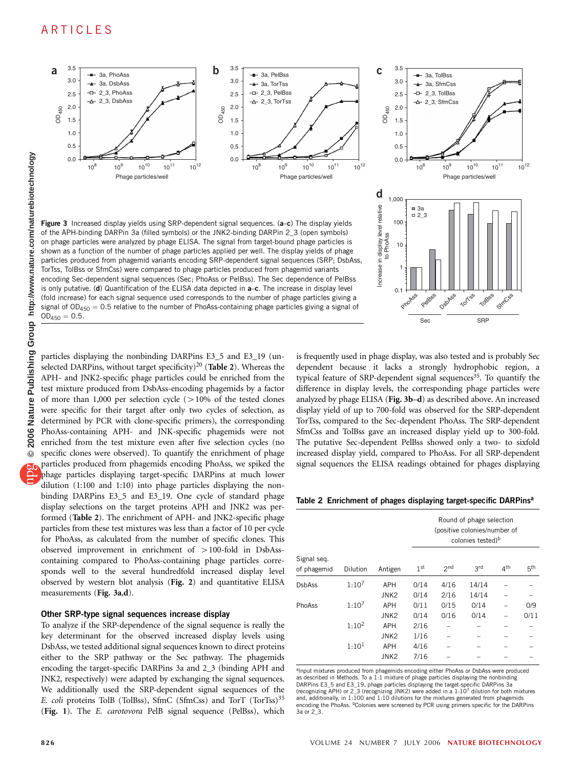Figure 3 Increased display yields using SRP-dependent signal sequences. (**a**–**c**) The display yields of the APH-binding DARPin 3a (filled symbols) or the JNK2-binding DARPin 2_3 (open symbols) on phage particles were analyzed by phage ELISA. The signal from target-bound phage particles is shown as a function of the number of phage particles applied per well. The display yields of phage particles produced from phagemid variants encoding SRP-dependent signal sequences (SRP; DsbAss, TorTss, TolBss or SfmCss) were compared to phage particles produced from phagemid variants encoding Sec-dependent signal sequences (Sec; PhoAss or PelBss). The Sec dependence of PelBss is only putative. (**d**) Quantification of the ELISA data depicted in **a**–**c**. The increase in display level (fold increase) for each signal sequence used corresponds to the number of phage particles giving a signal of $OD_{450} = 0.5$ relative to the number of PhoAss-containing phage particles giving a signal of $OD_{450} = 0.5$.

particles displaying the nonbinding DARPins E3_5 and E3_19 (unselected DARPins, without target specificity)[20] (**Table 2**). Whereas the APH- and JNK2-specific phage particles could be enriched from the test mixture produced from DsbAss-encoding phagemids by a factor of more than 1,000 per selection cycle (>10% of the tested clones were specific for their target after only two cycles of selection, as determined by PCR with clone-specific primers), the corresponding PhoAss-containing APH- and JNK-specific phagemids were not enriched from the test mixture even after five selection cycles (no specific clones were observed). To quantify the enrichment of phage particles produced from phagemids encoding PhoAss, we spiked the phage particles displaying target-specific DARPins at much lower dilution (1:100 and 1:10) into phage particles displaying the nonbinding DARPins E3_5 and E3_19. One cycle of standard phage display selections on the target proteins APH and JNK2 was performed (**Table 2**). The enrichment of APH- and JNK2-specific phage particles from these test mixtures was less than a factor of 10 per cycle for PhoAss, as calculated from the number of specific clones. This observed improvement in enrichment of >100-fold in DsbAss-containing compared to PhoAss-containing phage particles corresponds well to the several hundredfold increased display level observed by western blot analysis (**Fig. 2**) and quantitative ELISA measurements (**Fig. 3a,d**).

### Other SRP-type signal sequences increase display

To analyze if the SRP-dependence of the signal sequence is really the key determinant for the observed increased display levels using DsbAss, we tested additional signal sequences known to direct proteins either to the SRP pathway or the Sec pathway. The phagemids encoding the target-specific DARPins 3a and 2_3 (binding APH and JNK2, respectively) were adapted by exchanging the signal sequences. We additionally used the SRP-dependent signal sequences of the *E. coli* proteins TolB (TolBss), SfmC (SfmCss) and TorT (TorTss)[35] (**Fig. 1**). The *E. carotovora* PelB signal sequence (PelBss), which is frequently used in phage display, was also tested and is probably Sec dependent because it lacks a strongly hydrophobic region, a typical feature of SRP-dependent signal sequences[35]. To quantify the difference in display levels, the corresponding phage particles were analyzed by phage ELISA (**Fig. 3b–d**) as described above. An increased display yield of up to 700-fold was observed for the SRP-dependent TorTss, compared to the Sec-dependent PhoAss. The SRP-dependent SfmCss and TolBss gave an increased display yield up to 300-fold. The putative Sec-dependent PelBss showed only a two- to sixfold increased display yield, compared to PhoAss. For all SRP-dependent signal sequences the ELISA readings obtained for phages displaying

**Table 2 Enrichment of phages displaying target-specific DARPins[a]**

| Signal seq. of phagemid | Dilution | Antigen | Round of phage selection (positive colonies/number of colonies tested)[b] 1st | 2nd | 3rd | 4th | 5th |
|---|---|---|---|---|---|---|---|
| DsbAss | $1{:}10^7$ | APH | 0/14 | 4/16 | 14/14 | – | – |
| | | JNK2 | 0/14 | 2/16 | 14/14 | – | – |
| PhoAss | $1{:}10^7$ | APH | 0/11 | 0/15 | 0/14 | – | 0/9 |
| | | JNK2 | 0/14 | 0/16 | 0/14 | – | 0/11 |
| | $1{:}10^2$ | APH | 2/16 | – | – | – | – |
| | | JNK2 | 1/16 | – | – | – | – |
| | $1{:}10^1$ | APH | 4/16 | – | – | – | – |
| | | JNK2 | 7/16 | – | – | – | – |

[a]Input mixtures produced from phagemids encoding either PhoAss or DsbAss were produced as described in Methods. To a 1:1 mixture of phage particles displaying the nonbinding DARPins E3_5 and E3_19, phage particles displaying the target-specific DARPins 3a (recognizing APH) or 2_3 (recognizing JNK2) were added in a $1{:}10^7$ dilution for both mixtures and, additionally, in 1:100 and 1:10 dilutions for the mixtures generated from phagemids encoding the PhoAss. [b]Colonies were screened by PCR using primers specific for the DARPins 3a or 2_3.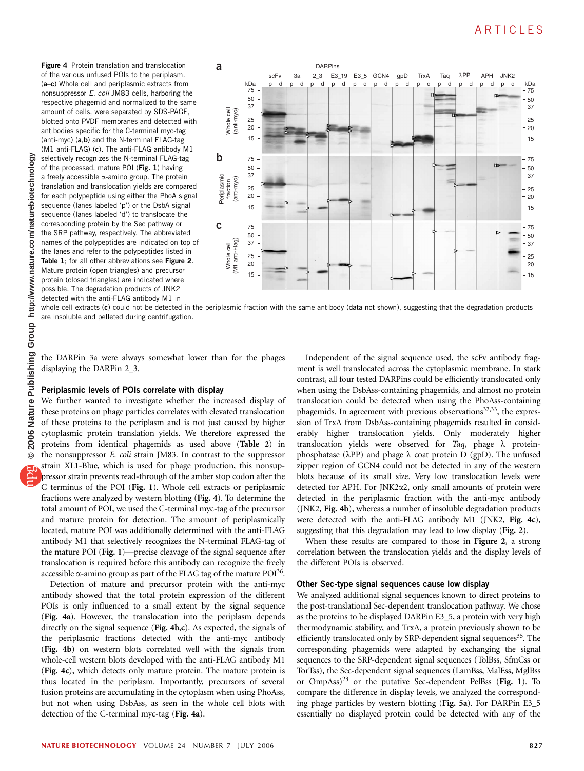**Figure 4** Protein translation and translocation of the various unfused POIs to the periplasm. (**a**–**c**) Whole cell and periplasmic extracts from nonsuppressor *E. coli* JM83 cells, harboring the respective phagemid and normalized to the same amount of cells, were separated by SDS-PAGE, blotted onto PVDF membranes and detected with antibodies specific for the C-terminal myc-tag (anti-myc) (**a**,**b**) and the N-terminal FLAG-tag (M1 anti-FLAG) (**c**). The anti-FLAG antibody M1 selectively recognizes the N-terminal FLAG-tag of the processed, mature POI (**Fig. 1**) having a freely accessible α-amino group. The protein translation and translocation yields are compared for each polypeptide using either the PhoA signal sequence (lanes labeled 'p') or the DsbA signal sequence (lanes labeled 'd') to translocate the corresponding protein by the Sec pathway or the SRP pathway, respectively. The abbreviated names of the polypeptides are indicated on top of the lanes and refer to the polypeptides listed in **Table 1**; for all other abbreviations see **Figure 2**. Mature protein (open triangles) and precursor protein (closed triangles) are indicated where possible. The degradation products of JNK2 detected with the anti-FLAG antibody M1 in whole cell extracts (**c**) could not be detected in the periplasmic fraction with the same antibody (data not shown), suggesting that the degradation products are insoluble and pelleted during centrifugation.

the DARPin 3a were always somewhat lower than for the phages displaying the DARPin 2_3.

### Periplasmic levels of POIs correlate with display

We further wanted to investigate whether the increased display of these proteins on phage particles correlates with elevated translocation of these proteins to the periplasm and is not just caused by higher cytoplasmic protein translation yields. We therefore expressed the proteins from identical phagemids as used above (**Table 2**) in the nonsuppressor *E. coli* strain JM83. In contrast to the suppressor strain XL1-Blue, which is used for phage production, this nonsuppressor strain prevents read-through of the amber stop codon after the C terminus of the POI (**Fig. 1**). Whole cell extracts or periplasmic fractions were analyzed by western blotting (**Fig. 4**). To determine the total amount of POI, we used the C-terminal myc-tag of the precursor and mature protein for detection. The amount of periplasmically located, mature POI was additionally determined with the anti-FLAG antibody M1 that selectively recognizes the N-terminal FLAG-tag of the mature POI (**Fig. 1**)—precise cleavage of the signal sequence after translocation is required before this antibody can recognize the freely accessible α-amino group as part of the FLAG tag of the mature POI[36].

Detection of mature and precursor protein with the anti-myc antibody showed that the total protein expression of the different POIs is only influenced to a small extent by the signal sequence (**Fig. 4a**). However, the translocation into the periplasm depends directly on the signal sequence (**Fig. 4b,c**). As expected, the signals of the periplasmic fractions detected with the anti-myc antibody (**Fig. 4b**) on western blots correlated well with the signals from whole-cell western blots developed with the anti-FLAG antibody M1 (**Fig. 4c**), which detects only mature protein. The mature protein is thus located in the periplasm. Importantly, precursors of several fusion proteins are accumulating in the cytoplasm when using PhoAss, but not when using DsbAss, as seen in the whole cell blots with detection of the C-terminal myc-tag (**Fig. 4a**).

Independent of the signal sequence used, the scFv antibody fragment is well translocated across the cytoplasmic membrane. In stark contrast, all four tested DARPins could be efficiently translocated only when using the DsbAss-containing phagemids, and almost no protein translocation could be detected when using the PhoAss-containing phagemids. In agreement with previous observations[32,33], the expression of TrxA from DsbAss-containing phagemids resulted in considerably higher translocation yields. Only moderately higher translocation yields were observed for *Taq*, phage λ protein-phosphatase (λPP) and phage λ coat protein D (gpD). The unfused zipper region of GCN4 could not be detected in any of the western blots because of its small size. Very low translocation levels were detected for APH. For JNK2α2, only small amounts of protein were detected in the periplasmic fraction with the anti-myc antibody (JNK2, **Fig. 4b**), whereas a number of insoluble degradation products were detected with the anti-FLAG antibody M1 (JNK2, **Fig. 4c**), suggesting that this degradation may lead to low display (**Fig. 2**).

When these results are compared to those in **Figure 2**, a strong correlation between the translocation yields and the display levels of the different POIs is observed.

### Other Sec-type signal sequences cause low display

We analyzed additional signal sequences known to direct proteins to the post-translational Sec-dependent translocation pathway. We chose as the proteins to be displayed DARPin E3_5, a protein with very high thermodynamic stability, and TrxA, a protein previously shown to be efficiently translocated only by SRP-dependent signal sequences[35]. The corresponding phagemids were adapted by exchanging the signal sequences to the SRP-dependent signal sequences (TolBss, SfmCss or TorTss), the Sec-dependent signal sequences (LamBss, MalEss, MglBss or OmpAss)[23] or the putative Sec-dependent PelBss (**Fig. 1**). To compare the difference in display levels, we analyzed the corresponding phage particles by western blotting (**Fig. 5a**). For DARPin E3_5 essentially no displayed protein could be detected with any of the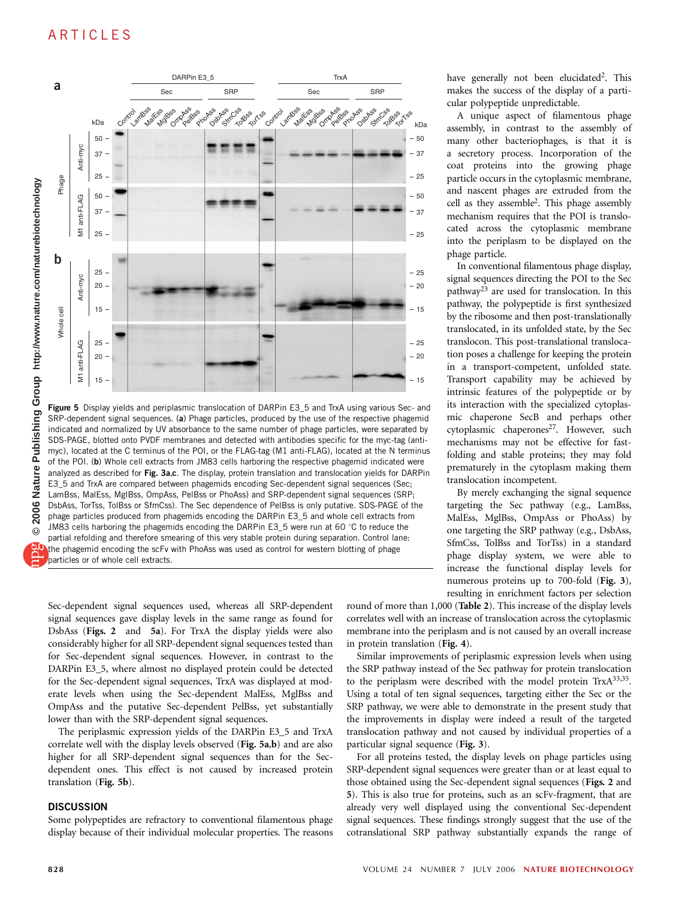Figure 5 Display yields and periplasmic translocation of DARPin E3_5 and TrxA using various Sec- and SRP-dependent signal sequences. (**a**) Phage particles, produced by the use of the respective phagemid indicated and normalized by UV absorbance to the same number of phage particles, were separated by SDS-PAGE, blotted onto PVDF membranes and detected with antibodies specific for the myc-tag (anti-myc), located at the C terminus of the POI, or the FLAG-tag (M1 anti-FLAG), located at the N terminus of the POI. (**b**) Whole cell extracts from JM83 cells harboring the respective phagemid indicated were analyzed as described for **Fig. 3a,c**. The display, protein translation and translocation yields for DARPin E3_5 and TrxA are compared between phagemids encoding Sec-dependent signal sequences (Sec; LamBss, MalEss, MglBss, OmpAss, PelBss or PhoAss) and SRP-dependent signal sequences (SRP; DsbAss, TorTss, TolBss or SfmCss). The Sec dependence of PelBss is only putative. SDS-PAGE of the phage particles produced from phagemids encoding the DARPin E3_5 and whole cell extracts from JM83 cells harboring the phagemids encoding the DARPin E3_5 were run at 60 °C to reduce the partial refolding and therefore smearing of this very stable protein during separation. Control lane: the phagemid encoding the scFv with PhoAss was used as control for western blotting of phage particles or of whole cell extracts.

Sec-dependent signal sequences used, whereas all SRP-dependent signal sequences gave display levels in the same range as found for DsbAss (**Figs. 2** and **5a**). For TrxA the display yields were also considerably higher for all SRP-dependent signal sequences tested than for Sec-dependent signal sequences. However, in contrast to the DARPin E3_5, where almost no displayed protein could be detected for the Sec-dependent signal sequences, TrxA was displayed at moderate levels when using the Sec-dependent MalEss, MglBss and OmpAss and the putative Sec-dependent PelBss, yet substantially lower than with the SRP-dependent signal sequences.

The periplasmic expression yields of the DARPin E3_5 and TrxA correlate well with the display levels observed (**Fig. 5a,b**) and are also higher for all SRP-dependent signal sequences than for the Sec-dependent ones. This effect is not caused by increased protein translation (**Fig. 5b**).

## DISCUSSION

Some polypeptides are refractory to conventional filamentous phage display because of their individual molecular properties. The reasons have generally not been elucidated[2]. This makes the success of the display of a particular polypeptide unpredictable.

A unique aspect of filamentous phage assembly, in contrast to the assembly of many other bacteriophages, is that it is a secretory process. Incorporation of the coat proteins into the growing phage particle occurs in the cytoplasmic membrane, and nascent phages are extruded from the cell as they assemble[2]. This phage assembly mechanism requires that the POI is translocated across the cytoplasmic membrane into the periplasm to be displayed on the phage particle.

In conventional filamentous phage display, signal sequences directing the POI to the Sec pathway[23] are used for translocation. In this pathway, the polypeptide is first synthesized by the ribosome and then post-translationally translocated, in its unfolded state, by the Sec translocon. This post-translational translocation poses a challenge for keeping the protein in a transport-competent, unfolded state. Transport capability may be achieved by intrinsic features of the polypeptide or by its interaction with the specialized cytoplasmic chaperone SecB and perhaps other cytoplasmic chaperones[27]. However, such mechanisms may not be effective for fast-folding and stable proteins; they may fold prematurely in the cytoplasm making them translocation incompetent.

By merely exchanging the signal sequence targeting the Sec pathway (e.g., LamBss, MalEss, MglBss, OmpAss or PhoAss) by one targeting the SRP pathway (e.g., DsbAss, SfmCss, TolBss and TorTss) in a standard phage display system, we were able to increase the functional display levels for numerous proteins up to 700-fold (**Fig. 3**), resulting in enrichment factors per selection round of more than 1,000 (**Table 2**). This increase of the display levels correlates well with an increase of translocation across the cytoplasmic membrane into the periplasm and is not caused by an overall increase in protein translation (**Fig. 4**).

Similar improvements of periplasmic expression levels when using the SRP pathway instead of the Sec pathway for protein translocation to the periplasm were described with the model protein TrxA[33,35]. Using a total of ten signal sequences, targeting either the Sec or the SRP pathway, we were able to demonstrate in the present study that the improvements in display were indeed a result of the targeted translocation pathway and not caused by individual properties of a particular signal sequence (**Fig. 3**).

For all proteins tested, the display levels on phage particles using SRP-dependent signal sequences were greater than or at least equal to those obtained using the Sec-dependent signal sequences (**Figs. 2** and **5**). This is also true for proteins, such as an scFv-fragment, that are already very well displayed using the conventional Sec-dependent signal sequences. These findings strongly suggest that the use of the cotranslational SRP pathway substantially expands the range of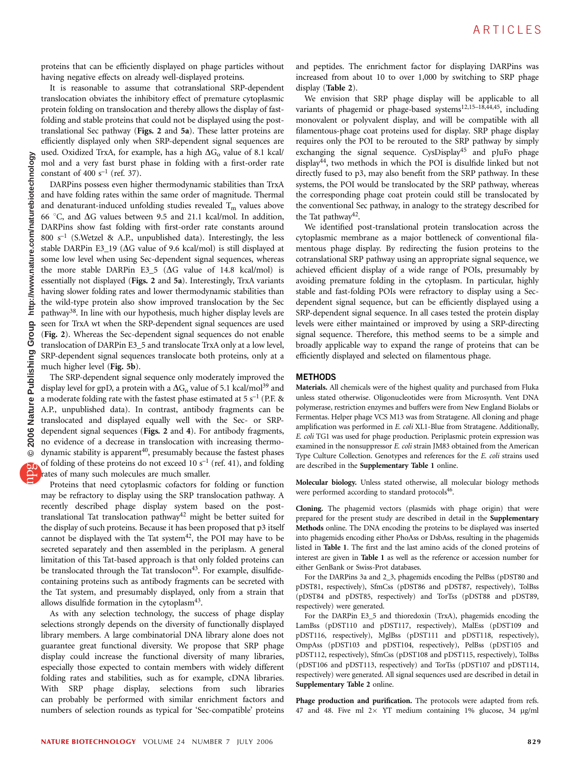proteins that can be efficiently displayed on phage particles without having negative effects on already well-displayed proteins.

It is reasonable to assume that cotranslational SRP-dependent translocation obviates the inhibitory effect of premature cytoplasmic protein folding on translocation and thereby allows the display of fast-folding and stable proteins that could not be displayed using the post-translational Sec pathway (**Figs. 2** and **5a**). These latter proteins are efficiently displayed only when SRP-dependent signal sequences are used. Oxidized TrxA, for example, has a high $\Delta G_o$ value of 8.1 kcal/mol and a very fast burst phase in folding with a first-order rate constant of 400 $s^{-1}$ (ref. 37).

DARPins possess even higher thermodynamic stabilities than TrxA and have folding rates within the same order of magnitude. Thermal and denaturant-induced unfolding studies revealed $T_m$ values above 66 °C, and $\Delta G$ values between 9.5 and 21.1 kcal/mol. In addition, DARPins show fast folding with first-order rate constants around 800 $s^{-1}$ (S.Wetzel & A.P., unpublished data). Interestingly, the less stable DARPin E3_19 ($\Delta G$ value of 9.6 kcal/mol) is still displayed at some low level when using Sec-dependent signal sequences, whereas the more stable DARPin E3_5 ($\Delta G$ value of 14.8 kcal/mol) is essentially not displayed (**Figs. 2** and **5a**). Interestingly, TrxA variants having slower folding rates and lower thermodynamic stabilities than the wild-type protein also show improved translocation by the Sec pathway[38]. In line with our hypothesis, much higher display levels are seen for TrxA wt when the SRP-dependent signal sequences are used (**Fig. 2**). Whereas the Sec-dependent signal sequences do not enable translocation of DARPin E3_5 and translocate TrxA only at a low level, SRP-dependent signal sequences translocate both proteins, only at a much higher level (**Fig. 5b**).

The SRP-dependent signal sequence only moderately improved the display level for gpD, a protein with a $\Delta G_o$ value of 5.1 kcal/mol[39] and a moderate folding rate with the fastest phase estimated at 5 $s^{-1}$ (P.F. & A.P., unpublished data). In contrast, antibody fragments can be translocated and displayed equally well with the Sec- or SRP-dependent signal sequences (**Figs. 2** and **4**). For antibody fragments, no evidence of a decrease in translocation with increasing thermodynamic stability is apparent[40], presumably because the fastest phases of folding of these proteins do not exceed 10 $s^{-1}$ (ref. 41), and folding rates of many such molecules are much smaller.

Proteins that need cytoplasmic cofactors for folding or function may be refractory to display using the SRP translocation pathway. A recently described phage display system based on the post-translational Tat translocation pathway[42] might be better suited for the display of such proteins. Because it has been proposed that p3 itself cannot be displayed with the Tat system[42], the POI may have to be secreted separately and then assembled in the periplasm. A general limitation of this Tat-based approach is that only folded proteins can be translocated through the Tat translocon[43]. For example, disulfide-containing proteins such as antibody fragments can be secreted with the Tat system, and presumably displayed, only from a strain that allows disulfide formation in the cytoplasm[43].

As with any selection technology, the success of phage display selections strongly depends on the diversity of functionally displayed library members. A large combinatorial DNA library alone does not guarantee great functional diversity. We propose that SRP phage display could increase the functional diversity of many libraries, especially those expected to contain members with widely different folding rates and stabilities, such as for example, cDNA libraries. With SRP phage display, selections from such libraries can probably be performed with similar enrichment factors and numbers of selection rounds as typical for 'Sec-compatible' proteins and peptides. The enrichment factor for displaying DARPins was increased from about 10 to over 1,000 by switching to SRP phage display (**Table 2**).

We envision that SRP phage display will be applicable to all variants of phagemid or phage-based systems[12,15–18,44,45], including monovalent or polyvalent display, and will be compatible with all filamentous-phage coat proteins used for display. SRP phage display requires only the POI to be rerouted to the SRP pathway by simply exchanging the signal sequence. CysDisplay[45] and pJuFo phage display[44], two methods in which the POI is disulfide linked but not directly fused to p3, may also benefit from the SRP pathway. In these systems, the POI would be translocated by the SRP pathway, whereas the corresponding phage coat protein could still be translocated by the conventional Sec pathway, in analogy to the strategy described for the Tat pathway[42].

We identified post-translational protein translocation across the cytoplasmic membrane as a major bottleneck of conventional filamentous phage display. By redirecting the fusion proteins to the cotranslational SRP pathway using an appropriate signal sequence, we achieved efficient display of a wide range of POIs, presumably by avoiding premature folding in the cytoplasm. In particular, highly stable and fast-folding POIs were refractory to display using a Sec-dependent signal sequence, but can be efficiently displayed using a SRP-dependent signal sequence. In all cases tested the protein display levels were either maintained or improved by using a SRP-directing signal sequence. Therefore, this method seems to be a simple and broadly applicable way to expand the range of proteins that can be efficiently displayed and selected on filamentous phage.

## METHODS

**Materials.** All chemicals were of the highest quality and purchased from Fluka unless stated otherwise. Oligonucleotides were from Microsynth. Vent DNA polymerase, restriction enzymes and buffers were from New England Biolabs or Fermentas. Helper phage VCS M13 was from Stratagene. All cloning and phage amplification was performed in *E. coli* XL1-Blue from Stratagene. Additionally, *E. coli* TG1 was used for phage production. Periplasmic protein expression was examined in the nonsuppressor *E. coli* strain JM83 obtained from the American Type Culture Collection. Genotypes and references for the *E. coli* strains used are described in the **Supplementary Table 1** online.

**Molecular biology.** Unless stated otherwise, all molecular biology methods were performed according to standard protocols[46].

**Cloning.** The phagemid vectors (plasmids with phage origin) that were prepared for the present study are described in detail in the **Supplementary Methods** online. The DNA encoding the proteins to be displayed was inserted into phagemids encoding either PhoAss or DsbAss, resulting in the phagemids listed in **Table 1**. The first and the last amino acids of the cloned proteins of interest are given in **Table 1** as well as the reference or accession number for either GenBank or Swiss-Prot databases.

For the DARPins 3a and 2_3, phagemids encoding the PelBss (pDST80 and pDST81, respectively), SfmCss (pDST86 and pDST87, respectively), TolBss (pDST84 and pDST85, respectively) and TorTss (pDST88 and pDST89, respectively) were generated.

For the DARPin E3_5 and thioredoxin (TrxA), phagemids encoding the LamBss (pDST110 and pDST117, respectively), MalEss (pDST109 and pDST116, respectively), MglBss (pDST111 and pDST118, respectively), OmpAss (pDST103 and pDST104, respectively), PelBss (pDST105 and pDST112, respectively), SfmCss (pDST108 and pDST115, respectively), TolBss (pDST106 and pDST113, respectively) and TorTss (pDST107 and pDST114, respectively) were generated. All signal sequences used are described in detail in **Supplementary Table 2** online.

**Phage production and purification.** The protocols were adapted from refs. 47 and 48. Five ml 2× YT medium containing 1% glucose, 34 μg/ml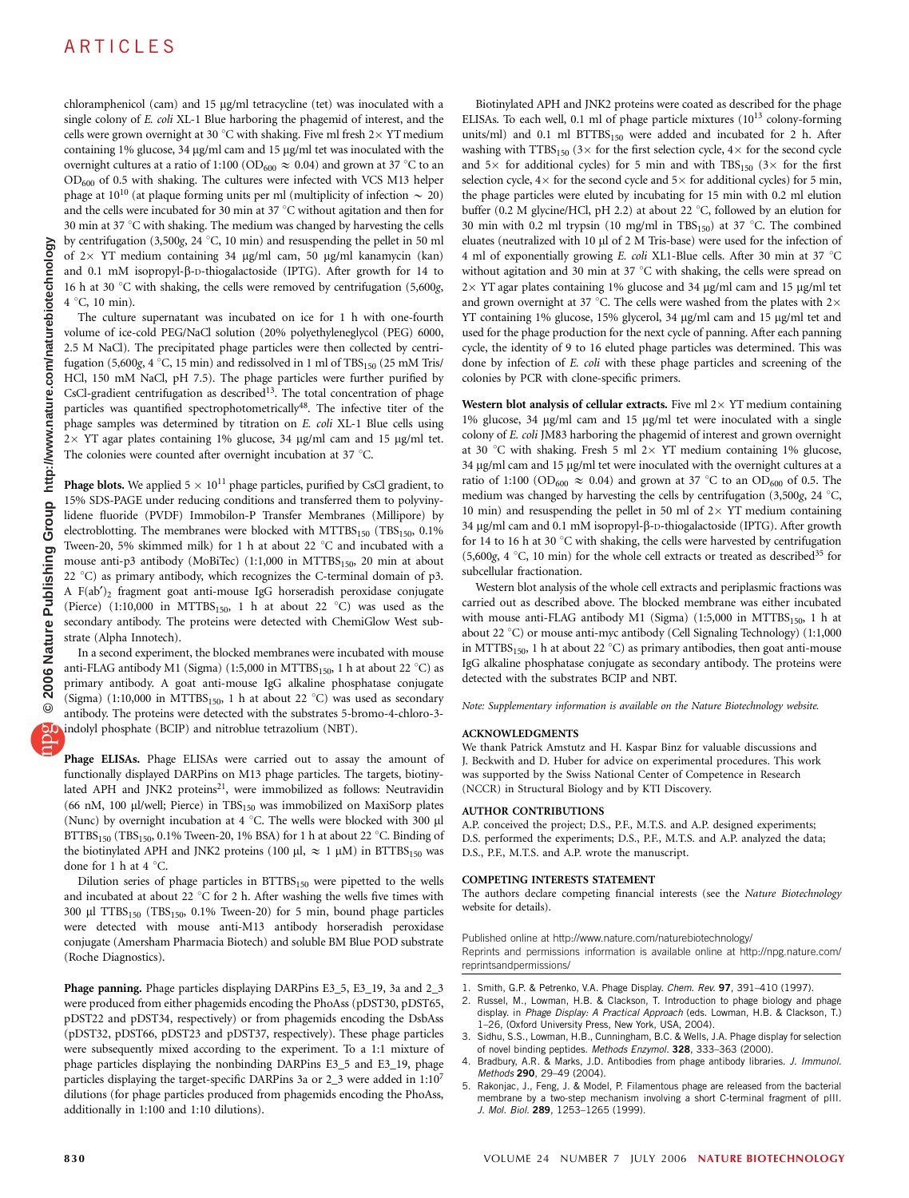chloramphenicol (cam) and 15 µg/ml tetracycline (tet) was inoculated with a single colony of *E. coli* XL-1 Blue harboring the phagemid of interest, and the cells were grown overnight at 30 °C with shaking. Five ml fresh 2× YT medium containing 1% glucose, 34 µg/ml cam and 15 µg/ml tet was inoculated with the overnight cultures at a ratio of 1:100 ($OD_{600} \approx 0.04$) and grown at 37 °C to an $OD_{600}$ of 0.5 with shaking. The cultures were infected with VCS M13 helper phage at $10^{10}$ (at plaque forming units per ml (multiplicity of infection ~ 20) and the cells were incubated for 30 min at 37 °C without agitation and then for 30 min at 37 °C with shaking. The medium was changed by harvesting the cells by centrifugation (3,500*g*, 24 °C, 10 min) and resuspending the pellet in 50 ml of 2× YT medium containing 34 µg/ml cam, 50 µg/ml kanamycin (kan) and 0.1 mM isopropyl-β-D-thiogalactoside (IPTG). After growth for 14 to 16 h at 30 °C with shaking, the cells were removed by centrifugation (5,600*g*, 4 °C, 10 min).

The culture supernatant was incubated on ice for 1 h with one-fourth volume of ice-cold PEG/NaCl solution (20% polyethyleneglycol (PEG) 6000, 2.5 M NaCl). The precipitated phage particles were then collected by centrifugation (5,600*g*, 4 °C, 15 min) and redissolved in 1 ml of $TBS_{150}$ (25 mM Tris/HCl, 150 mM NaCl, pH 7.5). The phage particles were further purified by CsCl-gradient centrifugation as described[13]. The total concentration of phage particles was quantified spectrophotometrically[48]. The infective titer of the phage samples was determined by titration on *E. coli* XL-1 Blue cells using 2× YT agar plates containing 1% glucose, 34 µg/ml cam and 15 µg/ml tet. The colonies were counted after overnight incubation at 37 °C.

**Phage blots.** We applied $5 \times 10^{11}$ phage particles, purified by CsCl gradient, to 15% SDS-PAGE under reducing conditions and transferred them to polyvinylidene fluoride (PVDF) Immobilon-P Transfer Membranes (Millipore) by electroblotting. The membranes were blocked with $MTTBS_{150}$ ($TBS_{150}$, 0.1% Tween-20, 5% skimmed milk) for 1 h at about 22 °C and incubated with a mouse anti-p3 antibody (MoBiTec) (1:1,000 in $MTTBS_{150}$, 20 min at about 22 °C) as primary antibody, which recognizes the C-terminal domain of p3. A F(ab′)$_2$ fragment goat anti-mouse IgG horseradish peroxidase conjugate (Pierce) (1:10,000 in $MTTBS_{150}$, 1 h at about 22 °C) was used as the secondary antibody. The proteins were detected with ChemiGlow West substrate (Alpha Innotech).

In a second experiment, the blocked membranes were incubated with mouse anti-FLAG antibody M1 (Sigma) (1:5,000 in $MTTBS_{150}$, 1 h at about 22 °C) as primary antibody. A goat anti-mouse IgG alkaline phosphatase conjugate (Sigma) (1:10,000 in $MTTBS_{150}$, 1 h at about 22 °C) was used as secondary antibody. The proteins were detected with the substrates 5-bromo-4-chloro-3-indolyl phosphate (BCIP) and nitroblue tetrazolium (NBT).

**Phage ELISAs.** Phage ELISAs were carried out to assay the amount of functionally displayed DARPins on M13 phage particles. The targets, biotinylated APH and JNK2 proteins[21], were immobilized as follows: Neutravidin (66 nM, 100 µl/well; Pierce) in $TBS_{150}$ was immobilized on MaxiSorp plates (Nunc) by overnight incubation at 4 °C. The wells were blocked with 300 µl $BTTBS_{150}$ ($TBS_{150}$, 0.1% Tween-20, 1% BSA) for 1 h at about 22 °C. Binding of the biotinylated APH and JNK2 proteins (100 µl, ≈ 1 µM) in $BTTBS_{150}$ was done for 1 h at 4 °C.

Dilution series of phage particles in $BTTBS_{150}$ were pipetted to the wells and incubated at about 22 °C for 2 h. After washing the wells five times with 300 µl $TTBS_{150}$ ($TBS_{150}$, 0.1% Tween-20) for 5 min, bound phage particles were detected with mouse anti-M13 antibody horseradish peroxidase conjugate (Amersham Pharmacia Biotech) and soluble BM Blue POD substrate (Roche Diagnostics).

**Phage panning.** Phage particles displaying DARPins E3_5, E3_19, 3a and 2_3 were produced from either phagemids encoding the PhoAss (pDST30, pDST65, pDST22 and pDST34, respectively) or from phagemids encoding the DsbAss (pDST32, pDST66, pDST23 and pDST37, respectively). These phage particles were subsequently mixed according to the experiment. To a 1:1 mixture of phage particles displaying the nonbinding DARPins E3_5 and E3_19, phage particles displaying the target-specific DARPins 3a or 2_3 were added in 1:$10^7$ dilutions (for phage particles produced from phagemids encoding the PhoAss, additionally in 1:100 and 1:10 dilutions).

Biotinylated APH and JNK2 proteins were coated as described for the phage ELISAs. To each well, 0.1 ml of phage particle mixtures ($10^{13}$ colony-forming units/ml) and 0.1 ml $BTTBS_{150}$ were added and incubated for 2 h. After washing with $TTBS_{150}$ (3× for the first selection cycle, 4× for the second cycle and 5× for additional cycles) for 5 min and with $TBS_{150}$ (3× for the first selection cycle, 4× for the second cycle and 5× for additional cycles) for 5 min, the phage particles were eluted by incubating for 15 min with 0.2 ml elution buffer (0.2 M glycine/HCl, pH 2.2) at about 22 °C, followed by an elution for 30 min with 0.2 ml trypsin (10 mg/ml in $TBS_{150}$) at 37 °C. The combined eluates (neutralized with 10 µl of 2 M Tris-base) were used for the infection of 4 ml of exponentially growing *E. coli* XL1-Blue cells. After 30 min at 37 °C without agitation and 30 min at 37 °C with shaking, the cells were spread on 2× YT agar plates containing 1% glucose and 34 µg/ml cam and 15 µg/ml tet and grown overnight at 37 °C. The cells were washed from the plates with 2× YT containing 1% glucose, 15% glycerol, 34 µg/ml cam and 15 µg/ml tet and used for the phage production for the next cycle of panning. After each panning cycle, the identity of 9 to 16 eluted phage particles was determined. This was done by infection of *E. coli* with these phage particles and screening of the colonies by PCR with clone-specific primers.

**Western blot analysis of cellular extracts.** Five ml 2× YT medium containing 1% glucose, 34 µg/ml cam and 15 µg/ml tet were inoculated with a single colony of *E. coli* JM83 harboring the phagemid of interest and grown overnight at 30 °C with shaking. Fresh 5 ml 2× YT medium containing 1% glucose, 34 µg/ml cam and 15 µg/ml tet were inoculated with the overnight cultures at a ratio of 1:100 ($OD_{600} \approx 0.04$) and grown at 37 °C to an $OD_{600}$ of 0.5. The medium was changed by harvesting the cells by centrifugation (3,500*g*, 24 °C, 10 min) and resuspending the pellet in 50 ml of 2× YT medium containing 34 µg/ml cam and 0.1 mM isopropyl-β-D-thiogalactoside (IPTG). After growth for 14 to 16 h at 30 °C with shaking, the cells were harvested by centrifugation (5,600*g*, 4 °C, 10 min) for the whole cell extracts or treated as described[35] for subcellular fractionation.

Western blot analysis of the whole cell extracts and periplasmic fractions was carried out as described above. The blocked membrane was either incubated with mouse anti-FLAG antibody M1 (Sigma) (1:5,000 in $MTTBS_{150}$, 1 h at about 22 °C) or mouse anti-myc antibody (Cell Signaling Technology) (1:1,000 in $MTTBS_{150}$, 1 h at about 22 °C) as primary antibodies, then goat anti-mouse IgG alkaline phosphatase conjugate as secondary antibody. The proteins were detected with the substrates BCIP and NBT.

*Note: Supplementary information is available on the Nature Biotechnology website.*

## ACKNOWLEDGMENTS

We thank Patrick Amstutz and H. Kaspar Binz for valuable discussions and J. Beckwith and D. Huber for advice on experimental procedures. This work was supported by the Swiss National Center of Competence in Research (NCCR) in Structural Biology and by KTI Discovery.

## AUTHOR CONTRIBUTIONS

A.P. conceived the project; D.S., P.F., M.T.S. and A.P. designed experiments; D.S. performed the experiments; D.S., P.F., M.T.S. and A.P. analyzed the data; D.S., P.F., M.T.S. and A.P. wrote the manuscript.

## COMPETING INTERESTS STATEMENT

The authors declare competing financial interests (see the *Nature Biotechnology* website for details).

Published online at http://www.nature.com/naturebiotechnology/
Reprints and permissions information is available online at http://npg.nature.com/reprintsandpermissions/

1. Smith, G.P. & Petrenko, V.A. Phage Display. *Chem. Rev.* **97**, 391–410 (1997).
2. Russel, M., Lowman, H.B. & Clackson, T. Introduction to phage biology and phage display. in *Phage Display: A Practical Approach* (eds. Lowman, H.B. & Clackson, T.) 1–26, (Oxford University Press, New York, USA, 2004).
3. Sidhu, S.S., Lowman, H.B., Cunningham, B.C. & Wells, J.A. Phage display for selection of novel binding peptides. *Methods Enzymol.* **328**, 333–363 (2000).
4. Bradbury, A.R. & Marks, J.D. Antibodies from phage antibody libraries. *J. Immunol. Methods* **290**, 29–49 (2004).
5. Rakonjac, J., Feng, J. & Model, P. Filamentous phage are released from the bacterial membrane by a two-step mechanism involving a short C-terminal fragment of pIII. *J. Mol. Biol.* **289**, 1253–1265 (1999).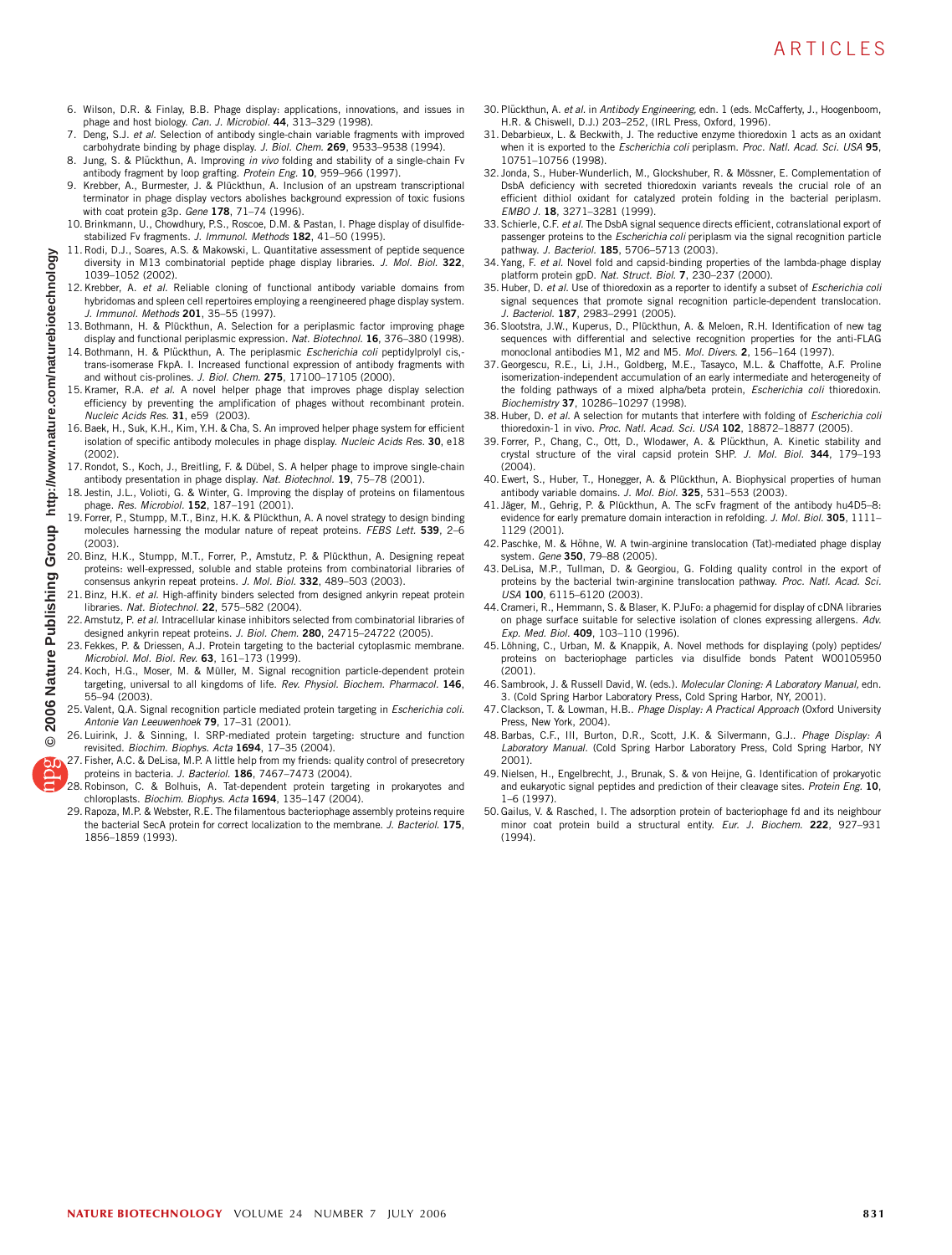6. Wilson, D.R. & Finlay, B.B. Phage display: applications, innovations, and issues in phage and host biology. *Can. J. Microbiol.* **44**, 313–329 (1998).
7. Deng, S.J. *et al.* Selection of antibody single-chain variable fragments with improved carbohydrate binding by phage display. *J. Biol. Chem.* **269**, 9533–9538 (1994).
8. Jung, S. & Plückthun, A. Improving *in vivo* folding and stability of a single-chain Fv antibody fragment by loop grafting. *Protein Eng.* **10**, 959–966 (1997).
9. Krebber, A., Burmester, J. & Plückthun, A. Inclusion of an upstream transcriptional terminator in phage display vectors abolishes background expression of toxic fusions with coat protein g3p. *Gene* **178**, 71–74 (1996).
10. Brinkmann, U., Chowdhury, P.S., Roscoe, D.M. & Pastan, I. Phage display of disulfide-stabilized Fv fragments. *J. Immunol. Methods* **182**, 41–50 (1995).
11. Rodi, D.J., Soares, A.S. & Makowski, L. Quantitative assessment of peptide sequence diversity in M13 combinatorial peptide phage display libraries. *J. Mol. Biol.* **322**, 1039–1052 (2002).
12. Krebber, A. *et al.* Reliable cloning of functional antibody variable domains from hybridomas and spleen cell repertoires employing a reengineered phage display system. *J. Immunol. Methods* **201**, 35–55 (1997).
13. Bothmann, H. & Plückthun, A. Selection for a periplasmic factor improving phage display and functional periplasmic expression. *Nat. Biotechnol.* **16**, 376–380 (1998).
14. Bothmann, H. & Plückthun, A. The periplasmic *Escherichia coli* peptidylprolyl cis,-trans-isomerase FkpA. I. Increased functional expression of antibody fragments with and without cis-prolines. *J. Biol. Chem.* **275**, 17100–17105 (2000).
15. Kramer, R.A. *et al.* A novel helper phage that improves phage display selection efficiency by preventing the amplification of phages without recombinant protein. *Nucleic Acids Res.* **31**, e59 (2003).
16. Baek, H., Suk, K.H., Kim, Y.H. & Cha, S. An improved helper phage system for efficient isolation of specific antibody molecules in phage display. *Nucleic Acids Res.* **30**, e18 (2002).
17. Rondot, S., Koch, J., Breitling, F. & Dübel, S. A helper phage to improve single-chain antibody presentation in phage display. *Nat. Biotechnol.* **19**, 75–78 (2001).
18. Jestin, J.L., Volioti, G. & Winter, G. Improving the display of proteins on filamentous phage. *Res. Microbiol.* **152**, 187–191 (2001).
19. Forrer, P., Stumpp, M.T., Binz, H.K. & Plückthun, A. A novel strategy to design binding molecules harnessing the modular nature of repeat proteins. *FEBS Lett.* **539**, 2–6 (2003).
20. Binz, H.K., Stumpp, M.T., Forrer, P., Amstutz, P. & Plückthun, A. Designing repeat proteins: well-expressed, soluble and stable proteins from combinatorial libraries of consensus ankyrin repeat proteins. *J. Mol. Biol.* **332**, 489–503 (2003).
21. Binz, H.K. *et al.* High-affinity binders selected from designed ankyrin repeat protein libraries. *Nat. Biotechnol.* **22**, 575–582 (2004).
22. Amstutz, P. *et al.* Intracellular kinase inhibitors selected from combinatorial libraries of designed ankyrin repeat proteins. *J. Biol. Chem.* **280**, 24715–24722 (2005).
23. Fekkes, P. & Driessen, A.J. Protein targeting to the bacterial cytoplasmic membrane. *Microbiol. Mol. Biol. Rev.* **63**, 161–173 (1999).
24. Koch, H.G., Moser, M. & Müller, M. Signal recognition particle-dependent protein targeting, universal to all kingdoms of life. *Rev. Physiol. Biochem. Pharmacol.* **146**, 55–94 (2003).
25. Valent, Q.A. Signal recognition particle mediated protein targeting in *Escherichia coli*. *Antonie Van Leeuwenhoek* **79**, 17–31 (2001).
26. Luirink, J. & Sinning, I. SRP-mediated protein targeting: structure and function revisited. *Biochim. Biophys. Acta* **1694**, 17–35 (2004).
27. Fisher, A.C. & DeLisa, M.P. A little help from my friends: quality control of presecretory proteins in bacteria. *J. Bacteriol.* **186**, 7467–7473 (2004).
28. Robinson, C. & Bolhuis, A. Tat-dependent protein targeting in prokaryotes and chloroplasts. *Biochim. Biophys. Acta* **1694**, 135–147 (2004).
29. Rapoza, M.P. & Webster, R.E. The filamentous bacteriophage assembly proteins require the bacterial SecA protein for correct localization to the membrane. *J. Bacteriol.* **175**, 1856–1859 (1993).
30. Plückthun, A. *et al.* in *Antibody Engineering*, edn. 1 (eds. McCafferty, J., Hoogenboom, H.R. & Chiswell, D.J.) 203–252, (IRL Press, Oxford, 1996).
31. Debarbieux, L. & Beckwith, J. The reductive enzyme thioredoxin 1 acts as an oxidant when it is exported to the *Escherichia coli* periplasm. *Proc. Natl. Acad. Sci. USA* **95**, 10751–10756 (1998).
32. Jonda, S., Huber-Wunderlich, M., Glockshuber, R. & Mössner, E. Complementation of DsbA deficiency with secreted thioredoxin variants reveals the crucial role of an efficient dithiol oxidant for catalyzed protein folding in the bacterial periplasm. *EMBO J.* **18**, 3271–3281 (1999).
33. Schierle, C.F. *et al.* The DsbA signal sequence directs efficient, cotranslational export of passenger proteins to the *Escherichia coli* periplasm via the signal recognition particle pathway. *J. Bacteriol.* **185**, 5706–5713 (2003).
34. Yang, F. *et al.* Novel fold and capsid-binding properties of the lambda-phage display platform protein gpD. *Nat. Struct. Biol.* **7**, 230–237 (2000).
35. Huber, D. *et al.* Use of thioredoxin as a reporter to identify a subset of *Escherichia coli* signal sequences that promote signal recognition particle-dependent translocation. *J. Bacteriol.* **187**, 2983–2991 (2005).
36. Slootstra, J.W., Kuperus, D., Plückthun, A. & Meloen, R.H. Identification of new tag sequences with differential and selective recognition properties for the anti-FLAG monoclonal antibodies M1, M2 and M5. *Mol. Divers.* **2**, 156–164 (1997).
37. Georgescu, R.E., Li, J.H., Goldberg, M.E., Tasayco, M.L. & Chaffotte, A.F. Proline isomerization-independent accumulation of an early intermediate and heterogeneity of the folding pathways of a mixed alpha/beta protein, *Escherichia coli* thioredoxin. *Biochemistry* **37**, 10286–10297 (1998).
38. Huber, D. *et al.* A selection for mutants that interfere with folding of *Escherichia coli* thioredoxin-1 in vivo. *Proc. Natl. Acad. Sci. USA* **102**, 18872–18877 (2005).
39. Forrer, P., Chang, C., Ott, D., Wlodawer, A. & Plückthun, A. Kinetic stability and crystal structure of the viral capsid protein SHP. *J. Mol. Biol.* **344**, 179–193 (2004).
40. Ewert, S., Huber, T., Honegger, A. & Plückthun, A. Biophysical properties of human antibody variable domains. *J. Mol. Biol.* **325**, 531–553 (2003).
41. Jäger, M., Gehrig, P. & Plückthun, A. The scFv fragment of the antibody hu4D5-8: evidence for early premature domain interaction in refolding. *J. Mol. Biol.* **305**, 1111–1129 (2001).
42. Paschke, M. & Höhne, W. A twin-arginine translocation (Tat)-mediated phage display system. *Gene* **350**, 79–88 (2005).
43. DeLisa, M.P., Tullman, D. & Georgiou, G. Folding quality control in the export of proteins by the bacterial twin-arginine translocation pathway. *Proc. Natl. Acad. Sci. USA* **100**, 6115–6120 (2003).
44. Crameri, R., Hemmann, S. & Blaser, K. PJuFo: a phagemid for display of cDNA libraries on phage surface suitable for selective isolation of clones expressing allergens. *Adv. Exp. Med. Biol.* **409**, 103–110 (1996).
45. Löhning, C., Urban, M. & Knappik, A. Novel methods for displaying (poly) peptides/proteins on bacteriophage particles via disulfide bonds Patent WO0105950 (2001).
46. Sambrook, J. & Russell David, W. (eds.). *Molecular Cloning: A Laboratory Manual*, edn. 3. (Cold Spring Harbor Laboratory Press, Cold Spring Harbor, NY, 2001).
47. Clackson, T. & Lowman, H.B.. *Phage Display: A Practical Approach* (Oxford University Press, New York, 2004).
48. Barbas, C.F., III, Burton, D.R., Scott, J.K. & Silvermann, G.J.. *Phage Display: A Laboratory Manual.* (Cold Spring Harbor Laboratory Press, Cold Spring Harbor, NY 2001).
49. Nielsen, H., Engelbrecht, J., Brunak, S. & von Heijne, G. Identification of prokaryotic and eukaryotic signal peptides and prediction of their cleavage sites. *Protein Eng.* **10**, 1–6 (1997).
50. Gailus, V. & Rasched, I. The adsorption protein of bacteriophage fd and its neighbour minor coat protein build a structural entity. *Eur. J. Biochem.* **222**, 927–931 (1994).